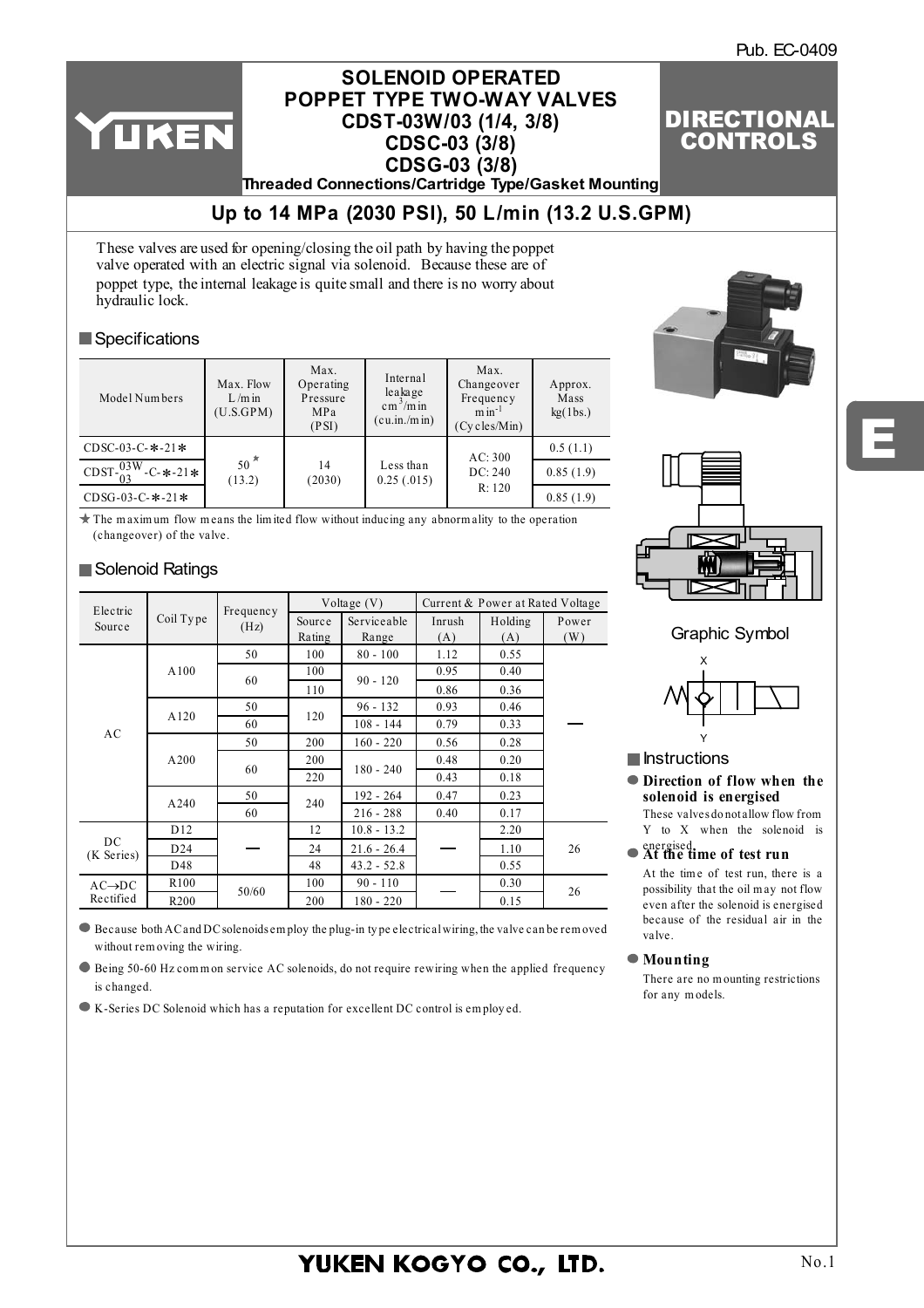Pub. EC-0409

# SOLENOID OPERATED POPPET TYPE TWO-WAY VALVES CDST-03W/03 (1/4, 3/8) CDSC-03 (3/8) CDSG-03 (3/8)

**Threaded Connections/Cartridge Type/Gasket Mounting**

**DIRECTIONAL CONTROLS**

## Up to 14 MPa (2030 PSI), 50 L/min (13.2 U.S.GPM)

These valves are used for opening/closing the oil path by having the poppet valve operated with an electric signal via solenoid. Because these are of poppet type, the internal leakage is quite small and there is no worry about hydraulic lock.

### Specifications

| Model Numbers | Max. Flow L/min (U.S.GPM) | Max. Operating Pressure MPa (PSI) | Internal leakage $cm^3/min$ (cu.in./min) | Max. Changeover Frequency $min^{-1}$ (Cycles/Min) | Approx. Mass kg(lbs.) |
|---|---|---|---|---|---|
| CDSC-03-C-*-21* | 50 ★ (13.2) | 14 (2030) | Less than 0.25 (.015) | AC: 300 DC: 240 R: 120 | 0.5 (1.1) |
| CDST-03W/03-C-*-21* | | | | | 0.85 (1.9) |
| CDSG-03-C-*-21* | | | | | 0.85 (1.9) |

★ The maximum flow means the limited flow without inducing any abnormality to the operation (changeover) of the valve.

### Solenoid Ratings

| Electric Source | Coil Type | Frequency (Hz) | Voltage (V) | | Current & Power at Rated Voltage | | |
|---|---|---|---|---|---|---|---|
| | | | Source Rating | Serviceable Range | Inrush (A) | Holding (A) | Power (W) |
| AC | A100 | 50 | 100 | 80 - 100 | 1.12 | 0.55 | — |
| | | 60 | 100 | 90 - 120 | 0.95 | 0.40 | |
| | | | 110 | | 0.86 | 0.36 | |
| | A120 | 50 | 120 | 96 - 132 | 0.93 | 0.46 | |
| | | 60 | | 108 - 144 | 0.79 | 0.33 | |
| | A200 | 50 | 200 | 160 - 220 | 0.56 | 0.28 | |
| | | 60 | 200 | 180 - 240 | 0.48 | 0.20 | |
| | | | 220 | | 0.43 | 0.18 | |
| | A240 | 50 | 240 | 192 - 264 | 0.47 | 0.23 | |
| | | 60 | | 216 - 288 | 0.40 | 0.17 | |
| DC (K Series) | D12 | — | 12 | 10.8 - 13.2 | — | 2.20 | 26 |
| | D24 | | 24 | 21.6 - 26.4 | | 1.10 | |
| | D48 | | 48 | 43.2 - 52.8 | | 0.55 | |
| AC→DC Rectified | R100 | 50/60 | 100 | 90 - 110 | — | 0.30 | 26 |
| | R200 | | 200 | 180 - 220 | | 0.15 | |

- Because both AC and DC solenoids employ the plug-in type electrical wiring, the valve can be removed without removing the wiring.
- Being 50-60 Hz common service AC solenoids, do not require rewiring when the applied frequency is changed.
- K-Series DC Solenoid which has a reputation for excellent DC control is employed.

Graphic Symbol

### Instructions

- **Direction of flow when the solenoid is energised**
  These valves do not allow flow from Y to X when the solenoid is energised.
- **At the time of test run**
  At the time of test run, there is a possibility that the oil may not flow even after the solenoid is energised because of the residual air in the valve.
- **Mounting**
  There are no mounting restrictions for any models.

YUKEN KOGYO CO., LTD.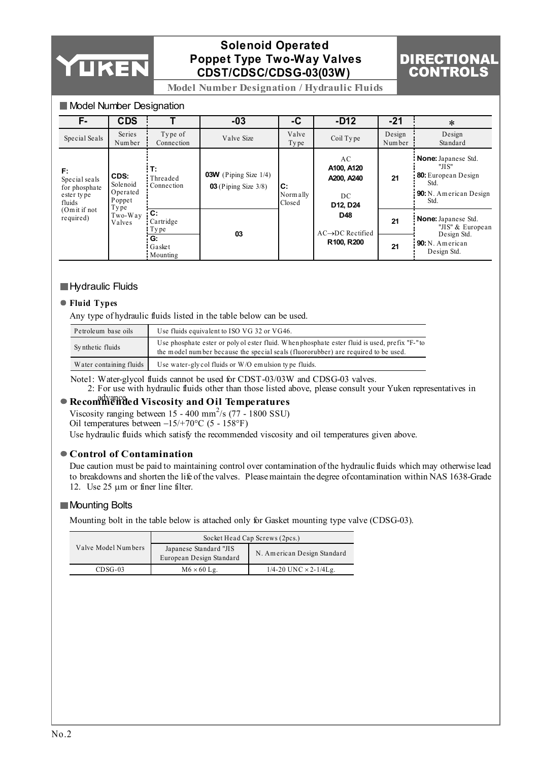## Model Number Designation

| F- | CDS | T | -03 | -C | -D12 | -21 | * |
|---|---|---|---|---|---|---|---|
| Special Seals | Series Number | Type of Connection | Valve Size | Valve Type | Coil Type | Design Number | Design Standard |
| **F:** Special seals for phosphate ester type fluids (Omit if not required) | **CDS:** Solenoid Operated Poppet Type Two-Way Valves | **T:** Threaded Connection | **03W** (Piping Size 1/4) **03** (Piping Size 3/8) | **C:** Normally Closed | AC **A100, A120 A200, A240** DC **D12, D24 D48** AC→DC Rectified **R100, R200** | **21** | **None:** Japanese Std. "JIS" **80:** European Design Std. **90:** N. American Design Std. |
| | | **C:** Cartridge Type | **03** | | | **21** | **None:** Japanese Std. "JIS" & European Design Std. **90:** N. American Design Std. |
| | | **G:** Gasket Mounting | | | | **21** | |

## Hydraulic Fluids

### ● Fluid Types

Any type of hydraulic fluids listed in the table below can be used.

| | |
|---|---|
| Petroleum base oils | Use fluids equivalent to ISO VG 32 or VG46. |
| Synthetic fluids | Use phosphate ester or polyol ester fluid. When phosphate ester fluid is used, prefix "F-" to the model number because the special seals (fluororubber) are required to be used. |
| Water containing fluids | Use water-glycol fluids or W/O emulsion type fluids. |

Note1: Water-glycol fluids cannot be used for CDST-03/03W and CDSG-03 valves.

2: For use with hydraulic fluids other than those listed above, please consult your Yuken representatives in advance.

### ● Recommended Viscosity and Oil Temperatures

Viscosity ranging between 15 - 400 $mm^2/s$ (77 - 1800 SSU)

Oil temperatures between –15/+70°C (5 - 158°F)

Use hydraulic fluids which satisfy the recommended viscosity and oil temperatures given above.

### ● Control of Contamination

Due caution must be paid to maintaining control over contamination of the hydraulic fluids which may otherwise lead to breakdowns and shorten the life of the valves. Please maintain the degree of contamination within NAS 1638-Grade 12. Use 25 μm or finer line filter.

## Mounting Bolts

Mounting bolt in the table below is attached only for Gasket mounting type valve (CDSG-03).

| Valve Model Numbers | Socket Head Cap Screws (2pcs.) | |
|---|---|---|
| | Japanese Standard "JIS European Design Standard | N. American Design Standard |
| CDSG-03 | M6 × 60 Lg. | 1/4-20 UNC × 2-1/4Lg. |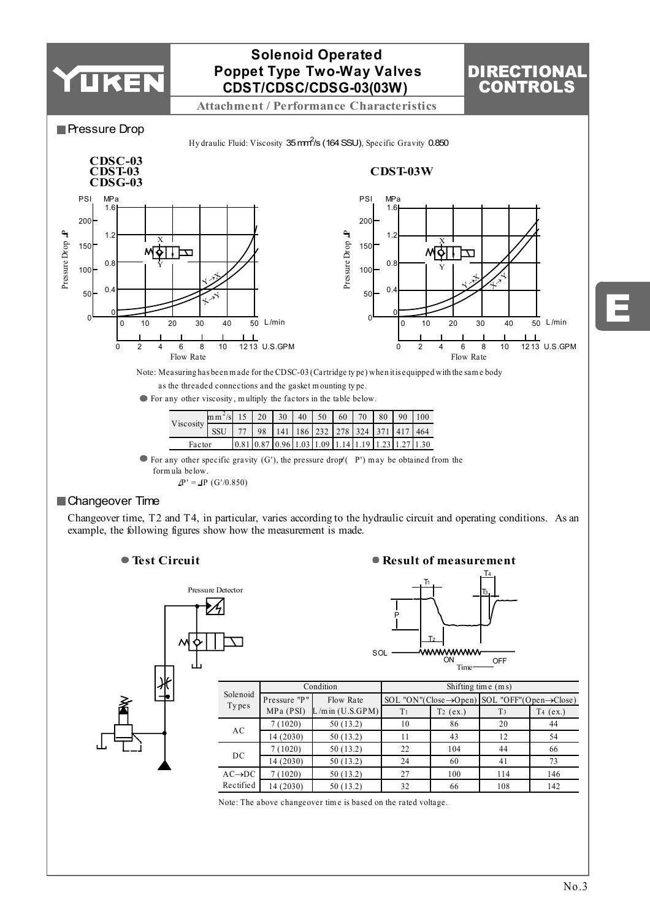## Pressure Drop

Hydraulic Fluid: Viscosity 35 $mm^2$/s (164 SSU), Specific Gravity 0.850

Note: Measuring has been made for the CDSC-03 (Cartridge type) when it is equipped with the same body as the threaded connections and the gasket mounting type.

- For any other viscosity, multiply the factors in the table below.

| Viscosity | $mm^2$/s | 15 | 20 | 30 | 40 | 50 | 60 | 70 | 80 | 90 | 100 |
|---|---|---|---|---|---|---|---|---|---|---|---|
| | SSU | 77 | 98 | 141 | 186 | 232 | 278 | 324 | 371 | 417 | 464 |
| Factor | | 0.81 | 0.87 | 0.96 | 1.03 | 1.09 | 1.14 | 1.19 | 1.23 | 1.27 | 1.30 |

- For any other specific gravity (G'), the pressure drop ($\Delta P'$) may be obtained from the formula below.

$$\Delta P' = \Delta P\ (G'/0.850)$$

## Changeover Time

Changeover time, T2 and T4, in particular, varies according to the hydraulic circuit and operating conditions. As an example, the following figures show how the measurement is made.

- **Test Circuit**
- **Result of measurement**

| Solenoid Types | Condition | | Shifting time (ms) | | | |
|---|---|---|---|---|---|---|
| | Pressure "P" | Flow Rate | SOL "ON" (Close→Open) | | SOL "OFF" (Open→Close) | |
| | MPa (PSI) | L/min (U.S.GPM) | $T_1$ | $T_2$ (ex.) | $T_3$ | $T_4$ (ex.) |
| AC | 7 (1020) | 50 (13.2) | 10 | 86 | 20 | 44 |
| | 14 (2030) | 50 (13.2) | 11 | 43 | 12 | 54 |
| DC | 7 (1020) | 50 (13.2) | 22 | 104 | 44 | 66 |
| | 14 (2030) | 50 (13.2) | 24 | 60 | 41 | 73 |
| AC→DC Rectified | 7 (1020) | 50 (13.2) | 27 | 100 | 114 | 146 |
| | 14 (2030) | 50 (13.2) | 32 | 66 | 108 | 142 |

Note: The above changeover time is based on the rated voltage.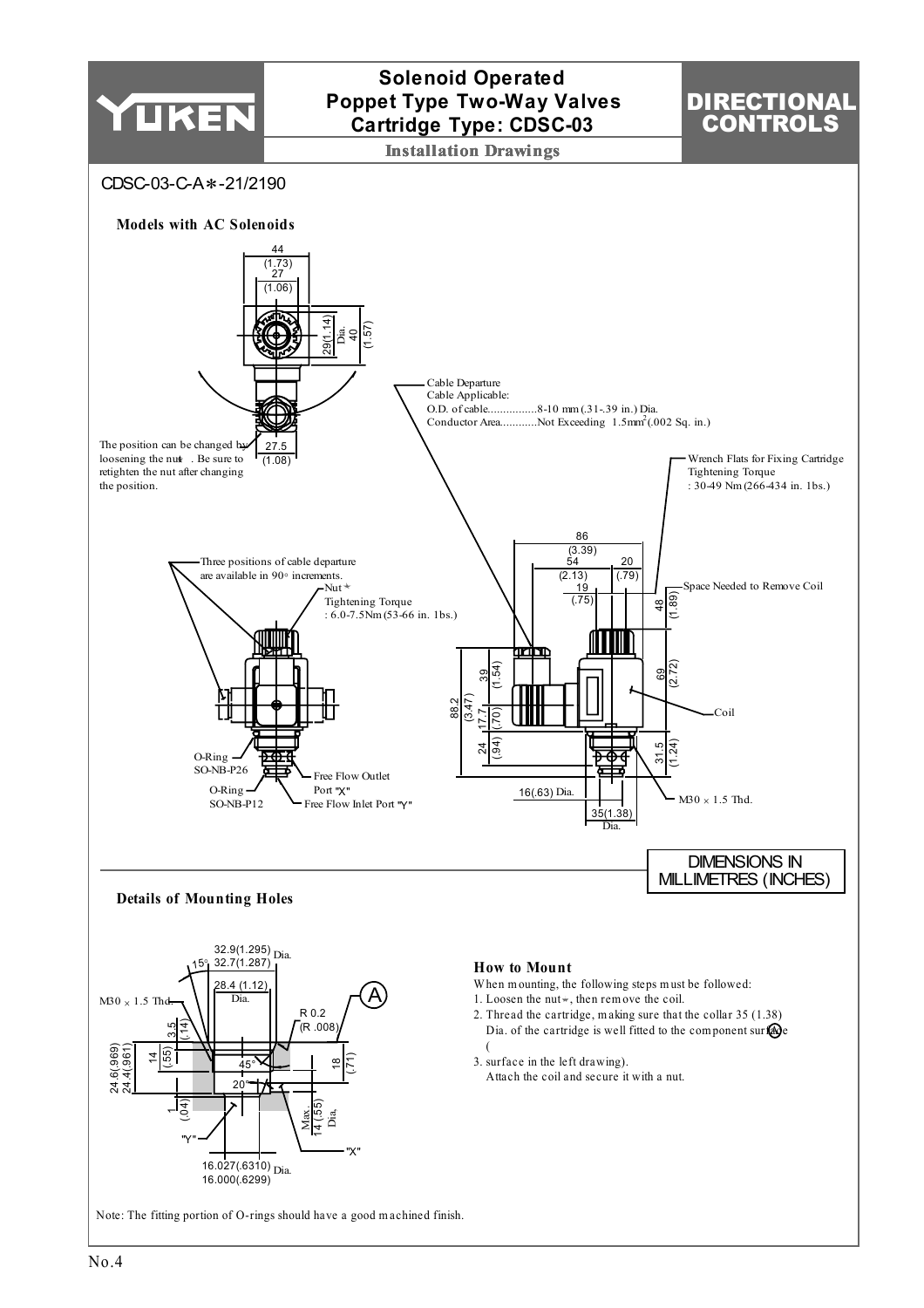# Solenoid Operated Poppet Type Two-Way Valves Cartridge Type: CDSC-03

## DIRECTIONAL CONTROLS

### Installation Drawings

CDSC-03-C-A∗-21/2190

**Models with AC Solenoids**

44 (1.73)
27 (1.06)
29 (1.14)
Dia. 40 (1.57)

The position can be changed by loosening the nut∗. Be sure to retighten the nut after changing the position.

27.5 (1.08)

Cable Departure
Cable Applicable:
O.D. of cable................8-10 mm (.31-.39 in.) Dia.
Conductor Area............Not Exceeding 1.5mm$^2$ (.002 Sq. in.)

Wrench Flats for Fixing Cartridge
Tightening Torque
: 30-49 Nm (266-434 in. 1bs.)

Three positions of cable departure are available in 90° increments.

Nut∗
Tightening Torque
: 6.0-7.5Nm (53-66 in. 1bs.)

O-Ring SO-NB-P26

O-Ring SO-NB-P12

Free Flow Outlet Port "X"

Free Flow Inlet Port "Y"

86 (3.39)
54 (2.13)
20 (.79)
19 (.75)

Space Needed to Remove Coil

48 (1.89)
69 (2.72)
88.2 (3.47)
39 (1.54)
17.7 (.70)
24 (.94)
31.5 (1.24)

Coil

16 (.63) Dia.

35 (1.38) Dia.

M30 × 1.5 Thd.

DIMENSIONS IN MILLIMETRES (INCHES)

**Details of Mounting Holes**

32.9 (1.295) / 32.7 (1.287) Dia.
15°
28.4 (1.12) Dia.
M30 × 1.5 Thd.
R 0.2 (R .008)
A
3.5 (.14)
14 (.55)
24.6 (.969) / 24.4 (.961)
45°
18 (.71)
20°
1 (.04)
Max. 14 (.55) Dia.
"Y"
"X"
16.027 (.6310) / 16.000 (.6299) Dia.

**How to Mount**

When mounting, the following steps must be followed:

1. Loosen the nut∗, then remove the coil.
2. Thread the cartridge, making sure that the collar 35 (1.38) Dia. of the cartridge is well fitted to the component surface (A)
   (
3. surface in the left drawing).
   Attach the coil and secure it with a nut.

Note: The fitting portion of O-rings should have a good machined finish.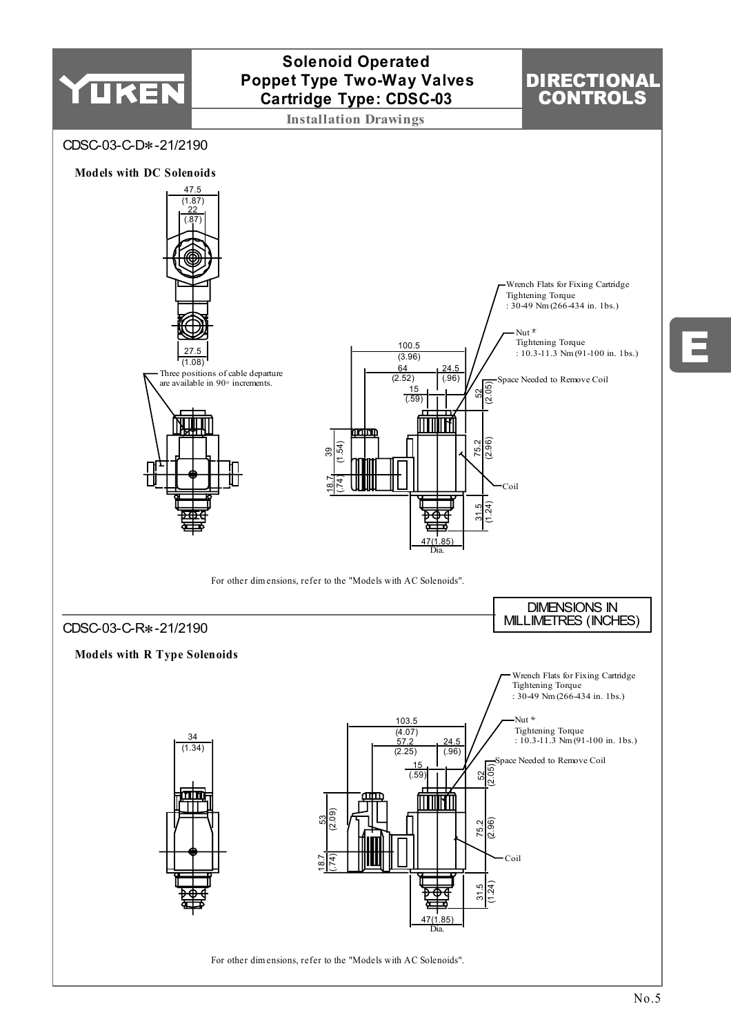# Solenoid Operated Poppet Type Two-Way Valves Cartridge Type: CDSC-03

**Installation Drawings**

## CDSC-03-C-D*-21/2190

**Models with DC Solenoids**

47.5 (1.87)
22 (.87)
27.5 (1.08)

Three positions of cable departure are available in 90° increments.

100.5 (3.96)
64 (2.52)
24.5 (.96)
15 (.59)
52 (2.05)
39 (1.54)
75.2 (2.96)
18.7 (.74)
31.5 (1.24)
47(1.85) Dia.

Wrench Flats for Fixing Cartridge
Tightening Torque
: 30-49 Nm (266-434 in. 1bs.)

Nut *
Tightening Torque
: 10.3-11.3 Nm (91-100 in. 1bs.)

Space Needed to Remove Coil

Coil

For other dimensions, refer to the "Models with AC Solenoids".

DIMENSIONS IN MILLIMETRES (INCHES)

## CDSC-03-C-R*-21/2190

**Models with R Type Solenoids**

34 (1.34)

103.5 (4.07)
57.2 (2.25)
24.5 (.96)
15 (.59)
52 (2.05)
53 (2.09)
75.2 (2.96)
18.7 (.74)
31.5 (1.24)
47(1.85) Dia.

Wrench Flats for Fixing Cartridge
Tightening Torque
: 30-49 Nm (266-434 in. 1bs.)

Nut *
Tightening Torque
: 10.3-11.3 Nm (91-100 in. 1bs.)

Space Needed to Remove Coil

Coil

For other dimensions, refer to the "Models with AC Solenoids".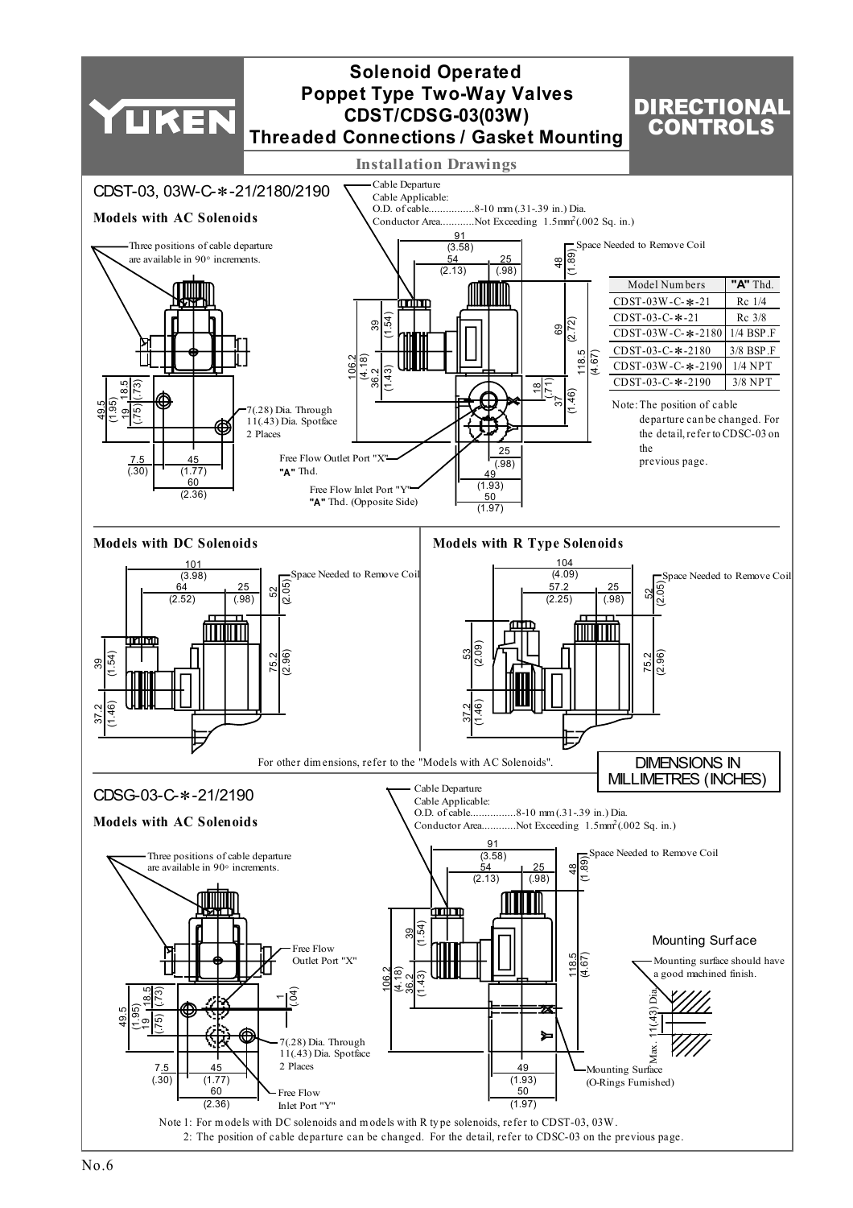# Solenoid Operated Poppet Type Two-Way Valves CDST/CDSG-03(03W) Threaded Connections / Gasket Mounting

**DIRECTIONAL CONTROLS**

## Installation Drawings

### CDST-03, 03W-C-∗-21/2180/2190

**Models with AC Solenoids**

Three positions of cable departure are available in 90° increments.

Cable Departure
Cable Applicable:
O.D. of cable................8-10 mm (.31-.39 in.) Dia.
Conductor Area............Not Exceeding 1.5mm$^2$(.002 Sq. in.)

Space Needed to Remove Coil

7(.28) Dia. Through
11(.43) Dia. Spotface
2 Places

Free Flow Outlet Port "X"
**"A"** Thd.

Free Flow Inlet Port "Y"
**"A"** Thd. (Opposite Side)

| Model Numbers | **"A"** Thd. |
|---|---|
| CDST-03W-C-∗-21 | Rc 1/4 |
| CDST-03-C-∗-21 | Rc 3/8 |
| CDST-03W-C-∗-2180 | 1/4 BSP.F |
| CDST-03-C-∗-2180 | 3/8 BSP.F |
| CDST-03W-C-∗-2190 | 1/4 NPT |
| CDST-03-C-∗-2190 | 3/8 NPT |

Note: The position of cable departure can be changed. For the detail, refer to CDSC-03 on the previous page.

**Models with DC Solenoids**

Space Needed to Remove Coil

**Models with R Type Solenoids**

Space Needed to Remove Coil

For other dimensions, refer to the "Models with AC Solenoids".

**DIMENSIONS IN MILLIMETRES (INCHES)**

### CDSG-03-C-∗-21/2190

**Models with AC Solenoids**

Three positions of cable departure are available in 90° increments.

Cable Departure
Cable Applicable:
O.D. of cable................8-10 mm (.31-.39 in.) Dia.
Conductor Area............Not Exceeding 1.5mm$^2$(.002 Sq. in.)

Space Needed to Remove Coil

Free Flow Outlet Port "X"

7(.28) Dia. Through
11(.43) Dia. Spotface
2 Places

Free Flow Inlet Port "Y"

Mounting Surface (O-Rings Furnished)

**Mounting Surface**

Mounting surface should have a good machined finish.

Max. 11(.43) Dia.

Note 1: For models with DC solenoids and models with R type solenoids, refer to CDST-03, 03W.
2: The position of cable departure can be changed. For the detail, refer to CDSC-03 on the previous page.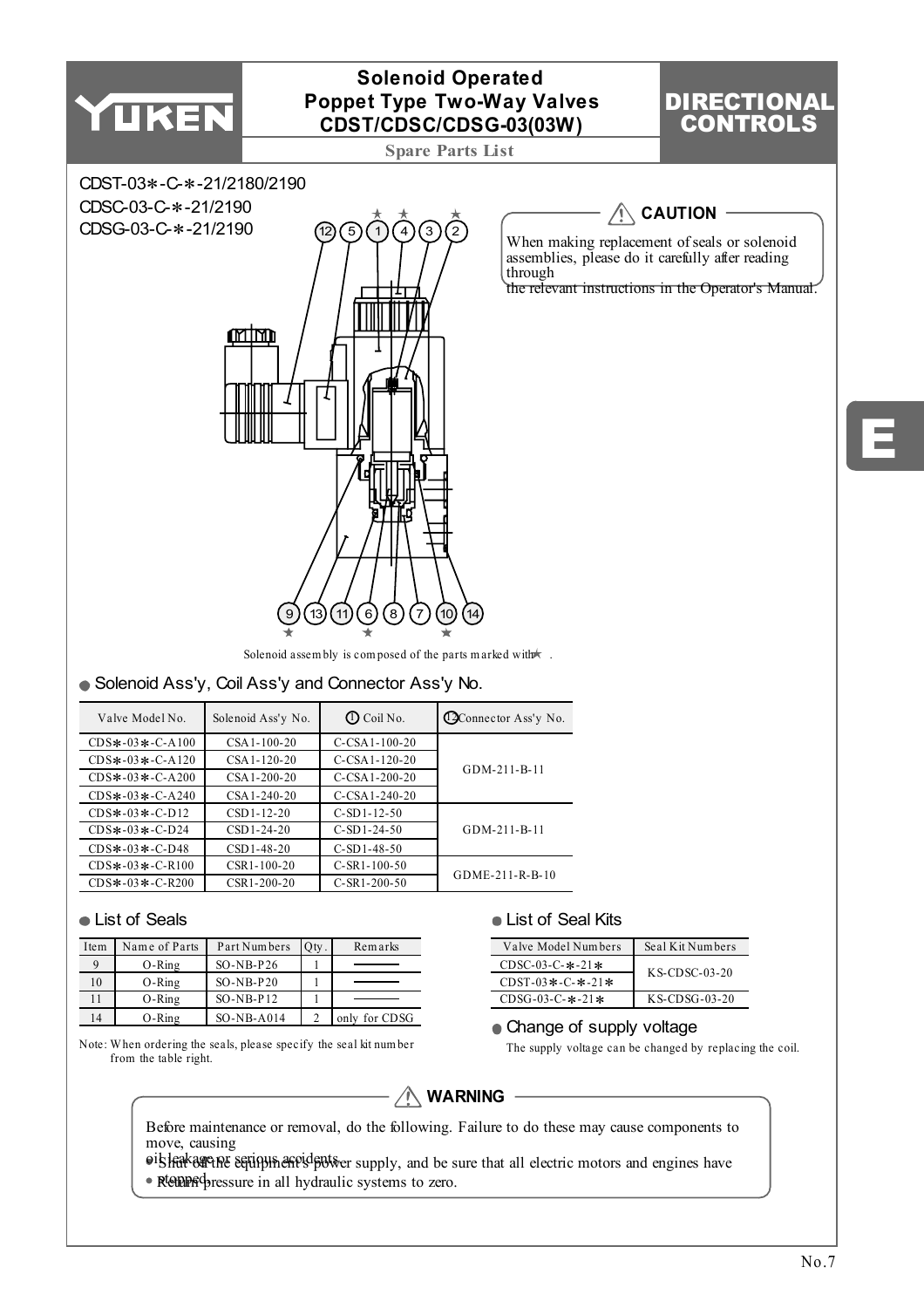# Solenoid Operated Poppet Type Two-Way Valves CDST/CDSC/CDSG-03(03W)

**Spare Parts List**

**DIRECTIONAL CONTROLS**

CDST-03*-C-*-21/2180/2190
CDSC-03-C-*-21/2190
CDSG-03-C-*-21/2190

Solenoid assembly is composed of the parts marked with ★ .

**⚠ CAUTION**

When making replacement of seals or solenoid assemblies, please do it carefully after reading through the relevant instructions in the Operator's Manual.

## ● Solenoid Ass'y, Coil Ass'y and Connector Ass'y No.

| Valve Model No. | Solenoid Ass'y No. | ① Coil No. | ⑫ Connector Ass'y No. |
|---|---|---|---|
| CDS*-03*-C-A100 | CSA1-100-20 | C-CSA1-100-20 | GDM-211-B-11 |
| CDS*-03*-C-A120 | CSA1-120-20 | C-CSA1-120-20 | |
| CDS*-03*-C-A200 | CSA1-200-20 | C-CSA1-200-20 | |
| CDS*-03*-C-A240 | CSA1-240-20 | C-CSA1-240-20 | |
| CDS*-03*-C-D12 | CSD1-12-20 | C-SD1-12-50 | GDM-211-B-11 |
| CDS*-03*-C-D24 | CSD1-24-20 | C-SD1-24-50 | |
| CDS*-03*-C-D48 | CSD1-48-20 | C-SD1-48-50 | |
| CDS*-03*-C-R100 | CSR1-100-20 | C-SR1-100-50 | GDME-211-R-B-10 |
| CDS*-03*-C-R200 | CSR1-200-20 | C-SR1-200-50 | |

## ● List of Seals

| Item | Name of Parts | Part Numbers | Qty. | Remarks |
|---|---|---|---|---|
| 9 | O-Ring | SO-NB-P26 | 1 | ——— |
| 10 | O-Ring | SO-NB-P20 | 1 | ——— |
| 11 | O-Ring | SO-NB-P12 | 1 | ——— |
| 14 | O-Ring | SO-NB-A014 | 2 | only for CDSG |

Note: When ordering the seals, please specify the seal kit number from the table right.

## ● List of Seal Kits

| Valve Model Numbers | Seal Kit Numbers |
|---|---|
| CDSC-03-C-*-21* | KS-CDSC-03-20 |
| CDST-03*-C-*-21* | |
| CDSG-03-C-*-21* | KS-CDSG-03-20 |

## ● Change of supply voltage

The supply voltage can be changed by replacing the coil.

**⚠ WARNING**

Before maintenance or removal, do the following. Failure to do these may cause components to move, causing oil leakage or serious accidents.

- Shut off the equipment's power supply, and be sure that all electric motors and engines have stopped.
- Return pressure in all hydraulic systems to zero.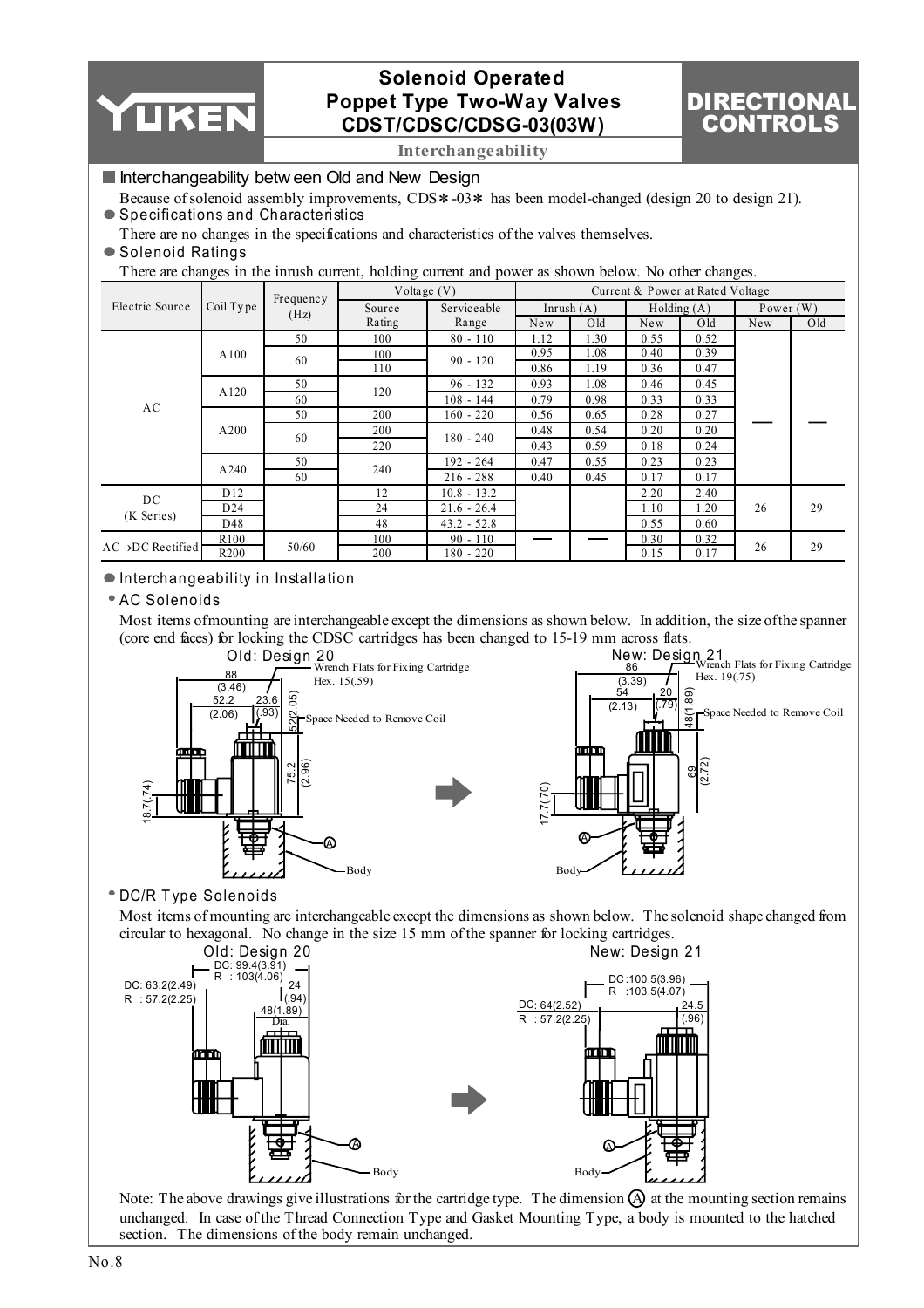# Solenoid Operated Poppet Type Two-Way Valves CDST/CDSC/CDSG-03(03W)

**Interchangeability**

## Interchangeability between Old and New Design

Because of solenoid assembly improvements, CDS∗-03∗ has been model-changed (design 20 to design 21).

### ● Specifications and Characteristics

There are no changes in the specifications and characteristics of the valves themselves.

### ● Solenoid Ratings

There are changes in the inrush current, holding current and power as shown below. No other changes.

| Electric Source | Coil Type | Frequency (Hz) | Voltage (V) | | Current & Power at Rated Voltage | | | | | |
|---|---|---|---|---|---|---|---|---|---|---|
| | | | Source Rating | Serviceable Range | Inrush (A) New | Inrush (A) Old | Holding (A) New | Holding (A) Old | Power (W) New | Power (W) Old |
| AC | A100 | 50 | 100 | 80 - 110 | 1.12 | 1.30 | 0.55 | 0.52 | — | — |
| | | 60 | 100 | 90 - 120 | 0.95 | 1.08 | 0.40 | 0.39 | | |
| | | | 110 | | 0.86 | 1.19 | 0.36 | 0.47 | | |
| | A120 | 50 | 120 | 96 - 132 | 0.93 | 1.08 | 0.46 | 0.45 | | |
| | | 60 | | 108 - 144 | 0.79 | 0.98 | 0.33 | 0.33 | | |
| | A200 | 50 | 200 | 160 - 220 | 0.56 | 0.65 | 0.28 | 0.27 | | |
| | | 60 | 200 | 180 - 240 | 0.48 | 0.54 | 0.20 | 0.20 | | |
| | | | 220 | | 0.43 | 0.59 | 0.18 | 0.24 | | |
| | A240 | 50 | 240 | 192 - 264 | 0.47 | 0.55 | 0.23 | 0.23 | | |
| | | 60 | | 216 - 288 | 0.40 | 0.45 | 0.17 | 0.17 | | |
| DC (K Series) | D12 | — | 12 | 10.8 - 13.2 | — | — | 2.20 | 2.40 | 26 | 29 |
| | D24 | | 24 | 21.6 - 26.4 | | | 1.10 | 1.20 | | |
| | D48 | | 48 | 43.2 - 52.8 | | | 0.55 | 0.60 | | |
| AC→DC Rectified | R100 | 50/60 | 100 | 90 - 110 | — | — | 0.30 | 0.32 | 26 | 29 |
| | R200 | | 200 | 180 - 220 | | | 0.15 | 0.17 | | |

### ● Interchangeability in Installation

#### • AC Solenoids

Most items of mounting are interchangeable except the dimensions as shown below. In addition, the size of the spanner (core end faces) for locking the CDSC cartridges has been changed to 15-19 mm across flats.

Old: Design 20

88 (3.46)
52.2 (2.06)
23.6 (.93)
52 (2.05)
Wrench Flats for Fixing Cartridge Hex. 15(.59)
Space Needed to Remove Coil
75.2 (2.96)
18.7 (.74)
A
Body

New: Design 21

86 (3.39)
54 (2.13)
20 (.79)
48 (1.89)
Wrench Flats for Fixing Cartridge Hex. 19(.75)
Space Needed to Remove Coil
69 (2.72)
17.7 (.70)
A
Body

#### • DC/R Type Solenoids

Most items of mounting are interchangeable except the dimensions as shown below. The solenoid shape changed from circular to hexagonal. No change in the size 15 mm of the spanner for locking cartridges.

Old: Design 20

DC: 99.4(3.91)
R : 103(4.06)
DC: 63.2(2.49)
R : 57.2(2.25)
24 (.94)
48(1.89) Dia.
A
Body

New: Design 21

DC :100.5(3.96)
R :103.5(4.07)
DC: 64(2.52)
R : 57.2(2.25)
24.5 (.96)
A
Body

Note: The above drawings give illustrations for the cartridge type. The dimension Ⓐ at the mounting section remains unchanged. In case of the Thread Connection Type and Gasket Mounting Type, a body is mounted to the hatched section. The dimensions of the body remain unchanged.